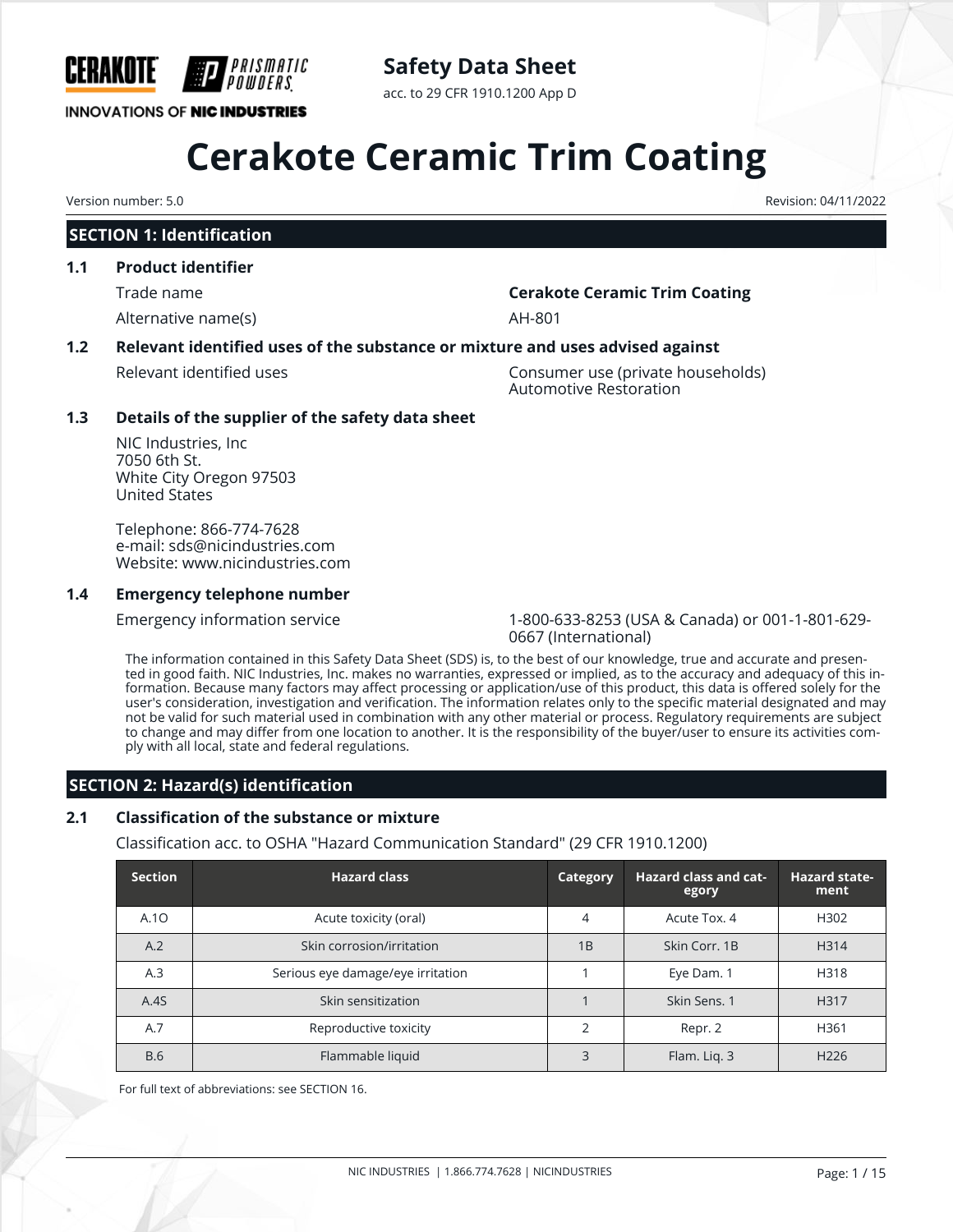CERAKOTE PRISMATIC POWDERS

INNOVATIONS OF NIC INDUSTRIES

**Safety Data Sheet**

acc. to 29 CFR 1910.1200 App D

# Cerakote Ceramic Trim Coating

Version number: 5.0

Revision: 04/11/2022

## SECTION 1: Identification

### 1.1 Product identifier

Trade name: **Cerakote Ceramic Trim Coating**

Alternative name(s): AH-801

### 1.2 Relevant identified uses of the substance or mixture and uses advised against

Relevant identified uses: Consumer use (private households)
Automotive Restoration

### 1.3 Details of the supplier of the safety data sheet

NIC Industries, Inc
7050 6th St.
White City Oregon 97503
United States

Telephone: 866-774-7628
e-mail: sds@nicindustries.com
Website: www.nicindustries.com

### 1.4 Emergency telephone number

Emergency information service: 1-800-633-8253 (USA & Canada) or 001-1-801-629-0667 (International)

The information contained in this Safety Data Sheet (SDS) is, to the best of our knowledge, true and accurate and presented in good faith. NIC Industries, Inc. makes no warranties, expressed or implied, as to the accuracy and adequacy of this information. Because many factors may affect processing or application/use of this product, this data is offered solely for the user's consideration, investigation and verification. The information relates only to the specific material designated and may not be valid for such material used in combination with any other material or process. Regulatory requirements are subject to change and may differ from one location to another. It is the responsibility of the buyer/user to ensure its activities comply with all local, state and federal regulations.

## SECTION 2: Hazard(s) identification

### 2.1 Classification of the substance or mixture

Classification acc. to OSHA "Hazard Communication Standard" (29 CFR 1910.1200)

| Section | Hazard class | Category | Hazard class and category | Hazard statement |
|---|---|---|---|---|
| A.1O | Acute toxicity (oral) | 4 | Acute Tox. 4 | H302 |
| A.2 | Skin corrosion/irritation | 1B | Skin Corr. 1B | H314 |
| A.3 | Serious eye damage/eye irritation | 1 | Eye Dam. 1 | H318 |
| A.4S | Skin sensitization | 1 | Skin Sens. 1 | H317 |
| A.7 | Reproductive toxicity | 2 | Repr. 2 | H361 |
| B.6 | Flammable liquid | 3 | Flam. Liq. 3 | H226 |

For full text of abbreviations: see SECTION 16.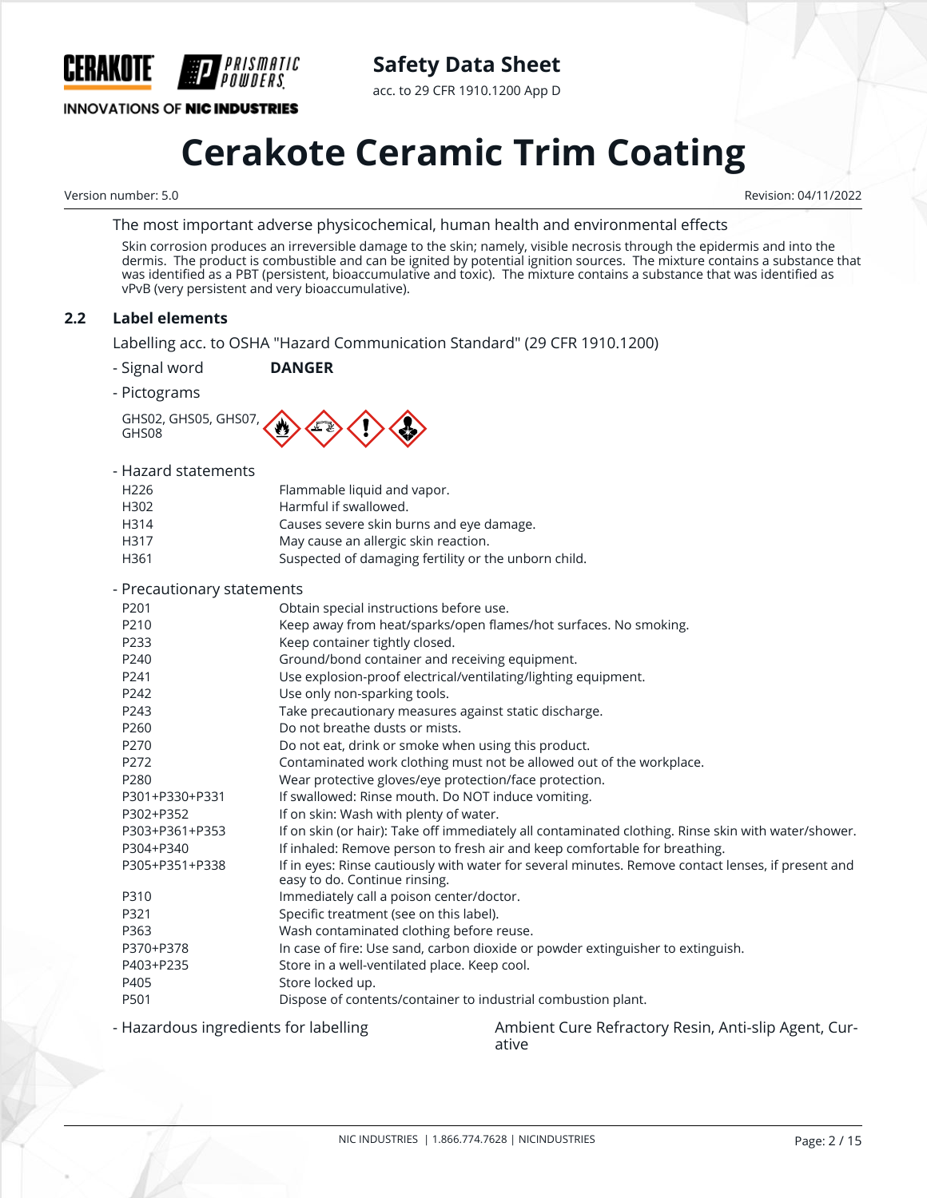The most important adverse physicochemical, human health and environmental effects

Skin corrosion produces an irreversible damage to the skin; namely, visible necrosis through the epidermis and into the dermis. The product is combustible and can be ignited by potential ignition sources. The mixture contains a substance that was identified as a PBT (persistent, bioaccumulative and toxic). The mixture contains a substance that was identified as vPvB (very persistent and very bioaccumulative).

## 2.2 Label elements

Labelling acc. to OSHA "Hazard Communication Standard" (29 CFR 1910.1200)

- Signal word **DANGER**

- Pictograms

GHS02, GHS05, GHS07, GHS08

- Hazard statements

| | |
|---|---|
| H226 | Flammable liquid and vapor. |
| H302 | Harmful if swallowed. |
| H314 | Causes severe skin burns and eye damage. |
| H317 | May cause an allergic skin reaction. |
| H361 | Suspected of damaging fertility or the unborn child. |

- Precautionary statements

| | |
|---|---|
| P201 | Obtain special instructions before use. |
| P210 | Keep away from heat/sparks/open flames/hot surfaces. No smoking. |
| P233 | Keep container tightly closed. |
| P240 | Ground/bond container and receiving equipment. |
| P241 | Use explosion-proof electrical/ventilating/lighting equipment. |
| P242 | Use only non-sparking tools. |
| P243 | Take precautionary measures against static discharge. |
| P260 | Do not breathe dusts or mists. |
| P270 | Do not eat, drink or smoke when using this product. |
| P272 | Contaminated work clothing must not be allowed out of the workplace. |
| P280 | Wear protective gloves/eye protection/face protection. |
| P301+P330+P331 | If swallowed: Rinse mouth. Do NOT induce vomiting. |
| P302+P352 | If on skin: Wash with plenty of water. |
| P303+P361+P353 | If on skin (or hair): Take off immediately all contaminated clothing. Rinse skin with water/shower. |
| P304+P340 | If inhaled: Remove person to fresh air and keep comfortable for breathing. |
| P305+P351+P338 | If in eyes: Rinse cautiously with water for several minutes. Remove contact lenses, if present and easy to do. Continue rinsing. |
| P310 | Immediately call a poison center/doctor. |
| P321 | Specific treatment (see on this label). |
| P363 | Wash contaminated clothing before reuse. |
| P370+P378 | In case of fire: Use sand, carbon dioxide or powder extinguisher to extinguish. |
| P403+P235 | Store in a well-ventilated place. Keep cool. |
| P405 | Store locked up. |
| P501 | Dispose of contents/container to industrial combustion plant. |

- Hazardous ingredients for labelling: Ambient Cure Refractory Resin, Anti-slip Agent, Curative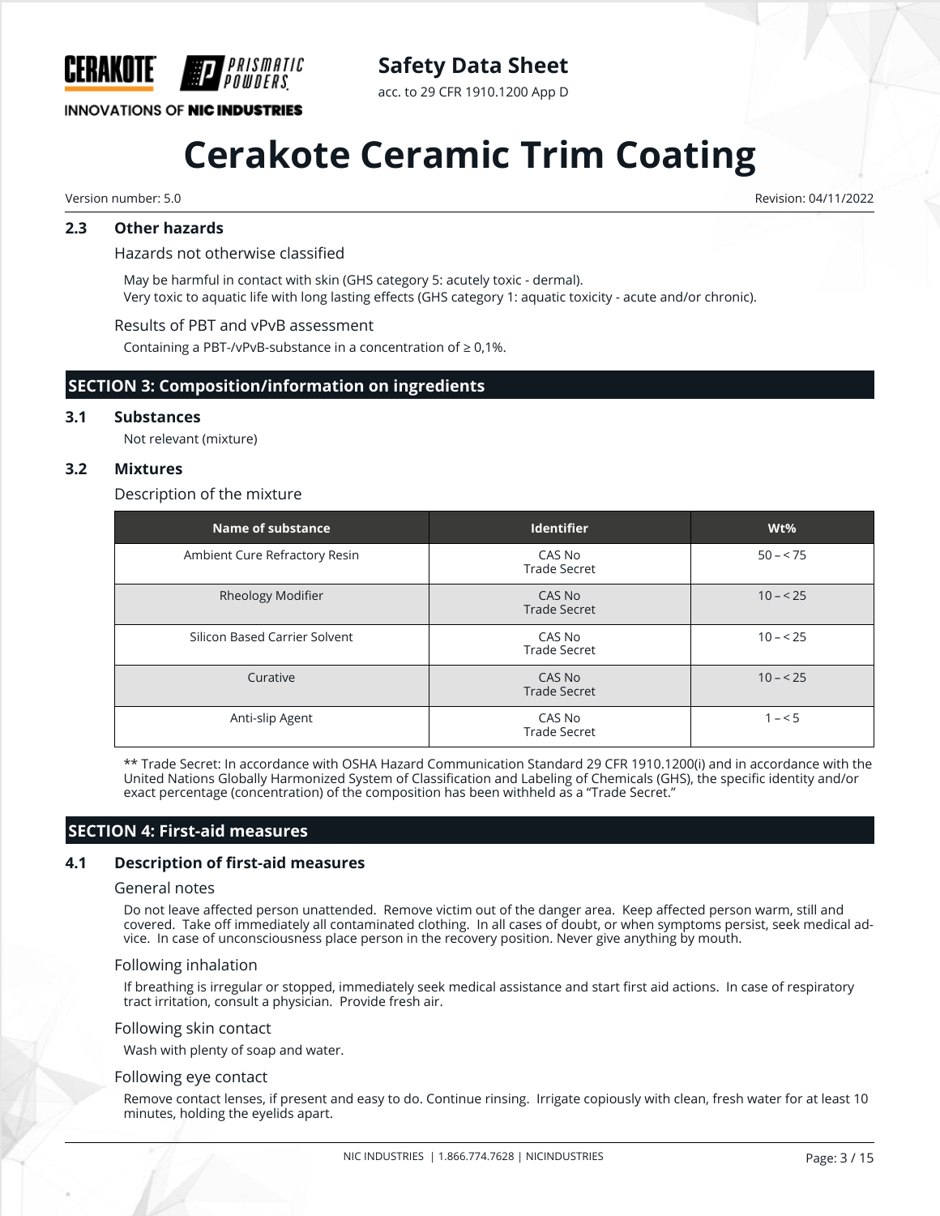### 2.3 Other hazards

Hazards not otherwise classified

May be harmful in contact with skin (GHS category 5: acutely toxic - dermal).
Very toxic to aquatic life with long lasting effects (GHS category 1: aquatic toxicity - acute and/or chronic).

Results of PBT and vPvB assessment

Containing a PBT-/vPvB-substance in a concentration of ≥ 0,1%.

## SECTION 3: Composition/information on ingredients

### 3.1 Substances

Not relevant (mixture)

### 3.2 Mixtures

Description of the mixture

| Name of substance | Identifier | Wt% |
|---|---|---|
| Ambient Cure Refractory Resin | CAS No<br>Trade Secret | 50 – < 75 |
| Rheology Modifier | CAS No<br>Trade Secret | 10 – < 25 |
| Silicon Based Carrier Solvent | CAS No<br>Trade Secret | 10 – < 25 |
| Curative | CAS No<br>Trade Secret | 10 – < 25 |
| Anti-slip Agent | CAS No<br>Trade Secret | 1 – < 5 |

** Trade Secret: In accordance with OSHA Hazard Communication Standard 29 CFR 1910.1200(i) and in accordance with the United Nations Globally Harmonized System of Classification and Labeling of Chemicals (GHS), the specific identity and/or exact percentage (concentration) of the composition has been withheld as a "Trade Secret."

## SECTION 4: First-aid measures

### 4.1 Description of first-aid measures

General notes

Do not leave affected person unattended. Remove victim out of the danger area. Keep affected person warm, still and covered. Take off immediately all contaminated clothing. In all cases of doubt, or when symptoms persist, seek medical advice. In case of unconsciousness place person in the recovery position. Never give anything by mouth.

Following inhalation

If breathing is irregular or stopped, immediately seek medical assistance and start first aid actions. In case of respiratory tract irritation, consult a physician. Provide fresh air.

Following skin contact

Wash with plenty of soap and water.

Following eye contact

Remove contact lenses, if present and easy to do. Continue rinsing. Irrigate copiously with clean, fresh water for at least 10 minutes, holding the eyelids apart.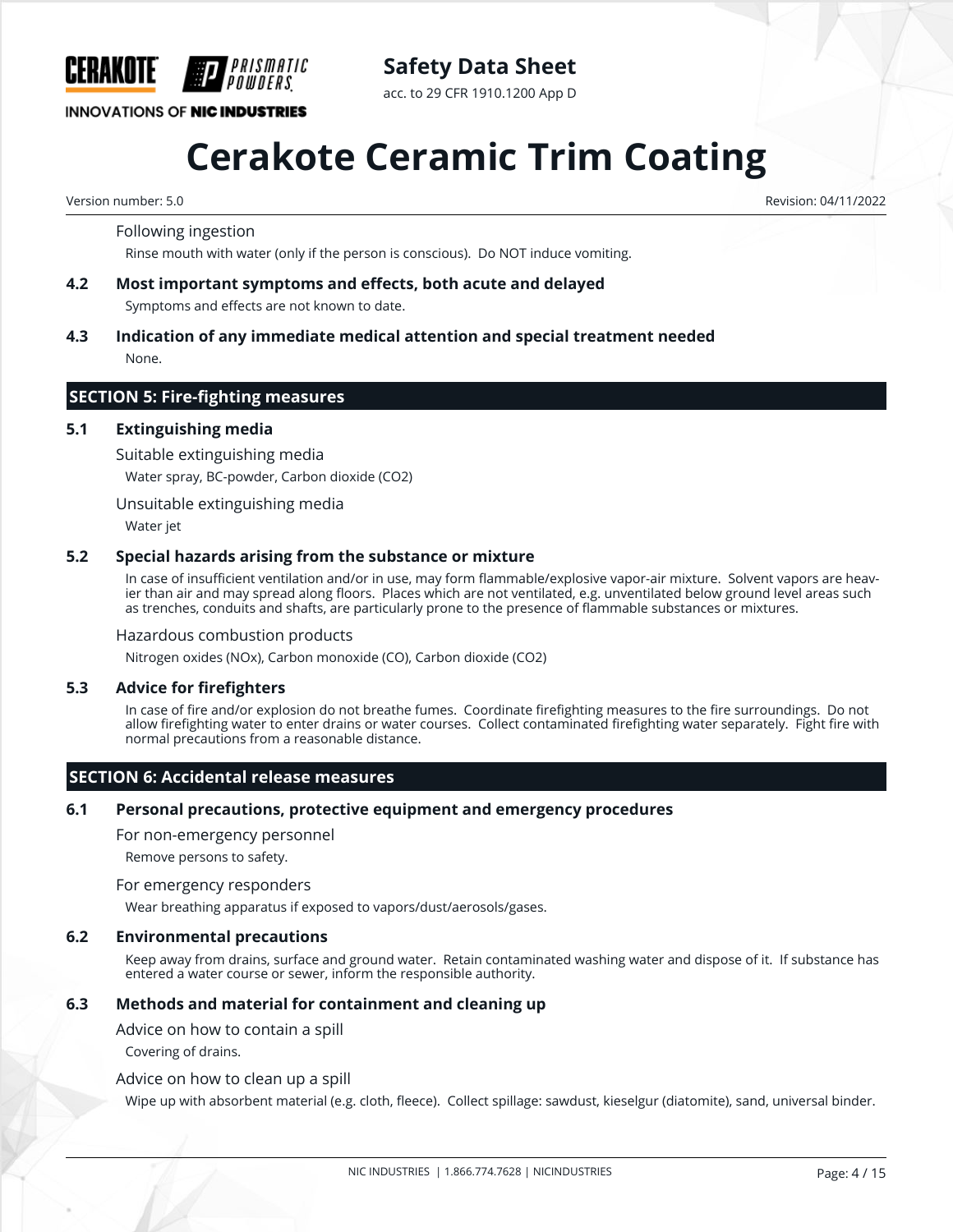Following ingestion

Rinse mouth with water (only if the person is conscious). Do NOT induce vomiting.

### 4.2 Most important symptoms and effects, both acute and delayed

Symptoms and effects are not known to date.

### 4.3 Indication of any immediate medical attention and special treatment needed

None.

## SECTION 5: Fire-fighting measures

### 5.1 Extinguishing media

Suitable extinguishing media

Water spray, BC-powder, Carbon dioxide ($CO_2$)

Unsuitable extinguishing media

Water jet

### 5.2 Special hazards arising from the substance or mixture

In case of insufficient ventilation and/or in use, may form flammable/explosive vapor-air mixture. Solvent vapors are heavier than air and may spread along floors. Places which are not ventilated, e.g. unventilated below ground level areas such as trenches, conduits and shafts, are particularly prone to the presence of flammable substances or mixtures.

Hazardous combustion products

Nitrogen oxides ($NO_x$), Carbon monoxide (CO), Carbon dioxide ($CO_2$)

### 5.3 Advice for firefighters

In case of fire and/or explosion do not breathe fumes. Coordinate firefighting measures to the fire surroundings. Do not allow firefighting water to enter drains or water courses. Collect contaminated firefighting water separately. Fight fire with normal precautions from a reasonable distance.

## SECTION 6: Accidental release measures

### 6.1 Personal precautions, protective equipment and emergency procedures

For non-emergency personnel

Remove persons to safety.

For emergency responders

Wear breathing apparatus if exposed to vapors/dust/aerosols/gases.

### 6.2 Environmental precautions

Keep away from drains, surface and ground water. Retain contaminated washing water and dispose of it. If substance has entered a water course or sewer, inform the responsible authority.

### 6.3 Methods and material for containment and cleaning up

Advice on how to contain a spill

Covering of drains.

Advice on how to clean up a spill

Wipe up with absorbent material (e.g. cloth, fleece). Collect spillage: sawdust, kieselgur (diatomite), sand, universal binder.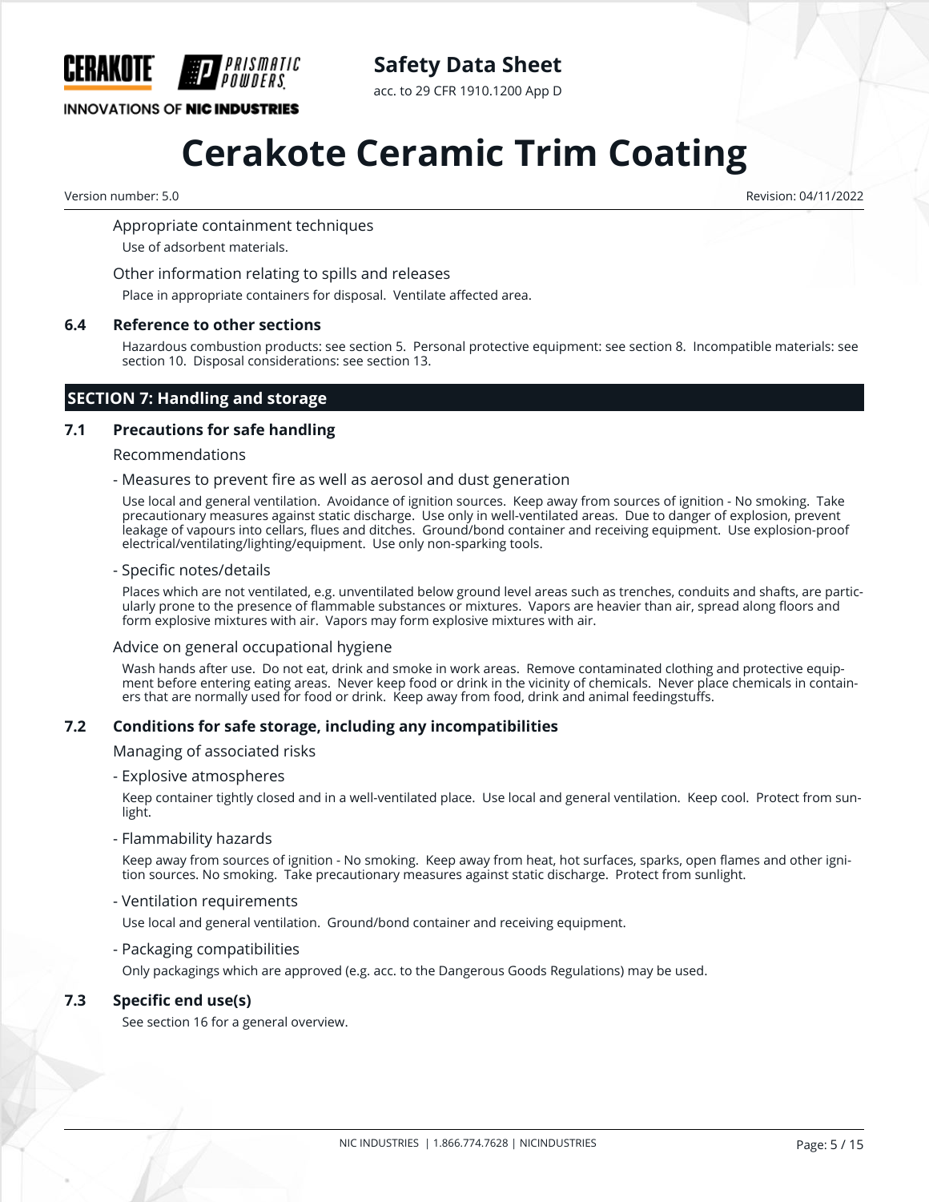Appropriate containment techniques

Use of adsorbent materials.

Other information relating to spills and releases

Place in appropriate containers for disposal. Ventilate affected area.

### 6.4 Reference to other sections

Hazardous combustion products: see section 5. Personal protective equipment: see section 8. Incompatible materials: see section 10. Disposal considerations: see section 13.

## SECTION 7: Handling and storage

### 7.1 Precautions for safe handling

Recommendations

- Measures to prevent fire as well as aerosol and dust generation

Use local and general ventilation. Avoidance of ignition sources. Keep away from sources of ignition - No smoking. Take precautionary measures against static discharge. Use only in well-ventilated areas. Due to danger of explosion, prevent leakage of vapours into cellars, flues and ditches. Ground/bond container and receiving equipment. Use explosion-proof electrical/ventilating/lighting/equipment. Use only non-sparking tools.

- Specific notes/details

Places which are not ventilated, e.g. unventilated below ground level areas such as trenches, conduits and shafts, are particularly prone to the presence of flammable substances or mixtures. Vapors are heavier than air, spread along floors and form explosive mixtures with air. Vapors may form explosive mixtures with air.

Advice on general occupational hygiene

Wash hands after use. Do not eat, drink and smoke in work areas. Remove contaminated clothing and protective equipment before entering eating areas. Never keep food or drink in the vicinity of chemicals. Never place chemicals in containers that are normally used for food or drink. Keep away from food, drink and animal feedingstuffs.

### 7.2 Conditions for safe storage, including any incompatibilities

Managing of associated risks

- Explosive atmospheres

Keep container tightly closed and in a well-ventilated place. Use local and general ventilation. Keep cool. Protect from sunlight.

- Flammability hazards

Keep away from sources of ignition - No smoking. Keep away from heat, hot surfaces, sparks, open flames and other ignition sources. No smoking. Take precautionary measures against static discharge. Protect from sunlight.

- Ventilation requirements

Use local and general ventilation. Ground/bond container and receiving equipment.

- Packaging compatibilities

Only packagings which are approved (e.g. acc. to the Dangerous Goods Regulations) may be used.

### 7.3 Specific end use(s)

See section 16 for a general overview.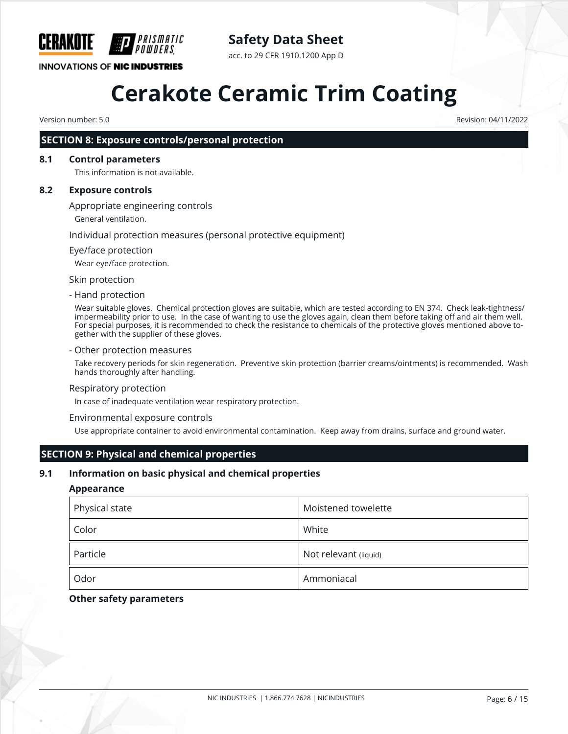## SECTION 8: Exposure controls/personal protection

### 8.1 Control parameters

This information is not available.

### 8.2 Exposure controls

Appropriate engineering controls

General ventilation.

Individual protection measures (personal protective equipment)

Eye/face protection

Wear eye/face protection.

Skin protection

- Hand protection

Wear suitable gloves. Chemical protection gloves are suitable, which are tested according to EN 374. Check leak-tightness/impermeability prior to use. In the case of wanting to use the gloves again, clean them before taking off and air them well. For special purposes, it is recommended to check the resistance to chemicals of the protective gloves mentioned above together with the supplier of these gloves.

- Other protection measures

Take recovery periods for skin regeneration. Preventive skin protection (barrier creams/ointments) is recommended. Wash hands thoroughly after handling.

Respiratory protection

In case of inadequate ventilation wear respiratory protection.

Environmental exposure controls

Use appropriate container to avoid environmental contamination. Keep away from drains, surface and ground water.

## SECTION 9: Physical and chemical properties

### 9.1 Information on basic physical and chemical properties

**Appearance**

| Physical state | Moistened towelette |
|---|---|
| Color | White |
| Particle | Not relevant (liquid) |
| Odor | Ammoniacal |

**Other safety parameters**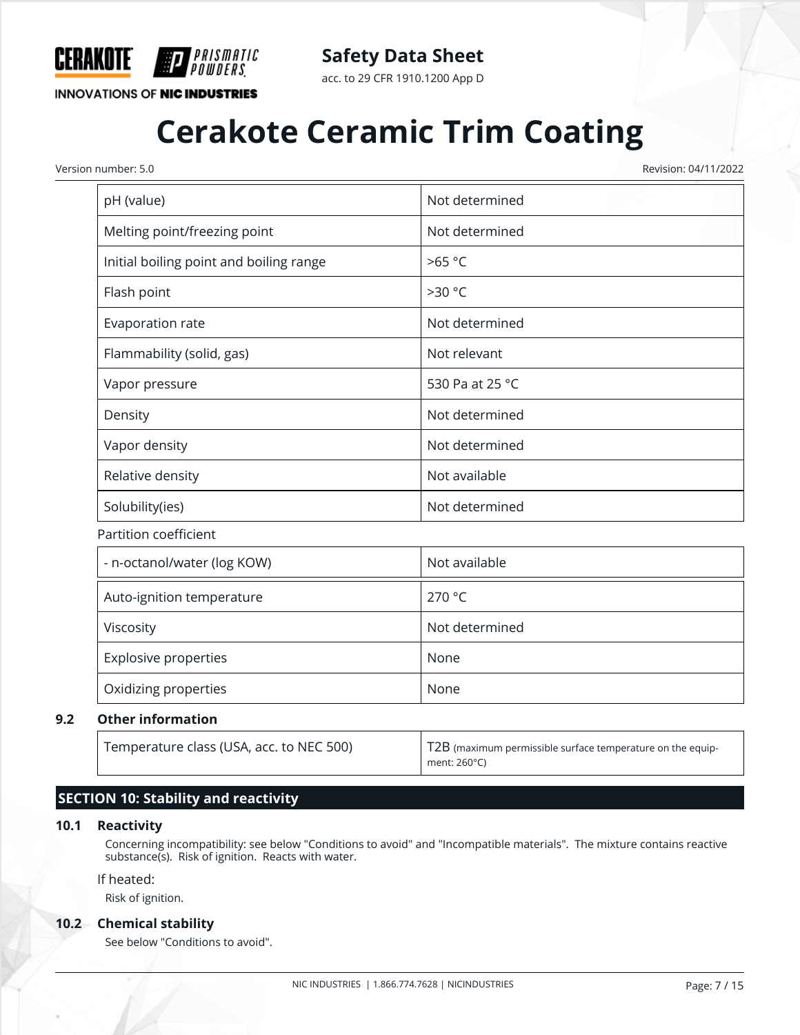| | |
|---|---|
| pH (value) | Not determined |
| Melting point/freezing point | Not determined |
| Initial boiling point and boiling range | >65 °C |
| Flash point | >30 °C |
| Evaporation rate | Not determined |
| Flammability (solid, gas) | Not relevant |
| Vapor pressure | 530 Pa at 25 °C |
| Density | Not determined |
| Vapor density | Not determined |
| Relative density | Not available |
| Solubility(ies) | Not determined |

Partition coefficient

| | |
|---|---|
| - n-octanol/water (log KOW) | Not available |
| Auto-ignition temperature | 270 °C |
| Viscosity | Not determined |
| Explosive properties | None |
| Oxidizing properties | None |

### 9.2 Other information

| | |
|---|---|
| Temperature class (USA, acc. to NEC 500) | T2B (maximum permissible surface temperature on the equipment: 260°C) |

## SECTION 10: Stability and reactivity

### 10.1 Reactivity

Concerning incompatibility: see below "Conditions to avoid" and "Incompatible materials". The mixture contains reactive substance(s). Risk of ignition. Reacts with water.

If heated:

Risk of ignition.

### 10.2 Chemical stability

See below "Conditions to avoid".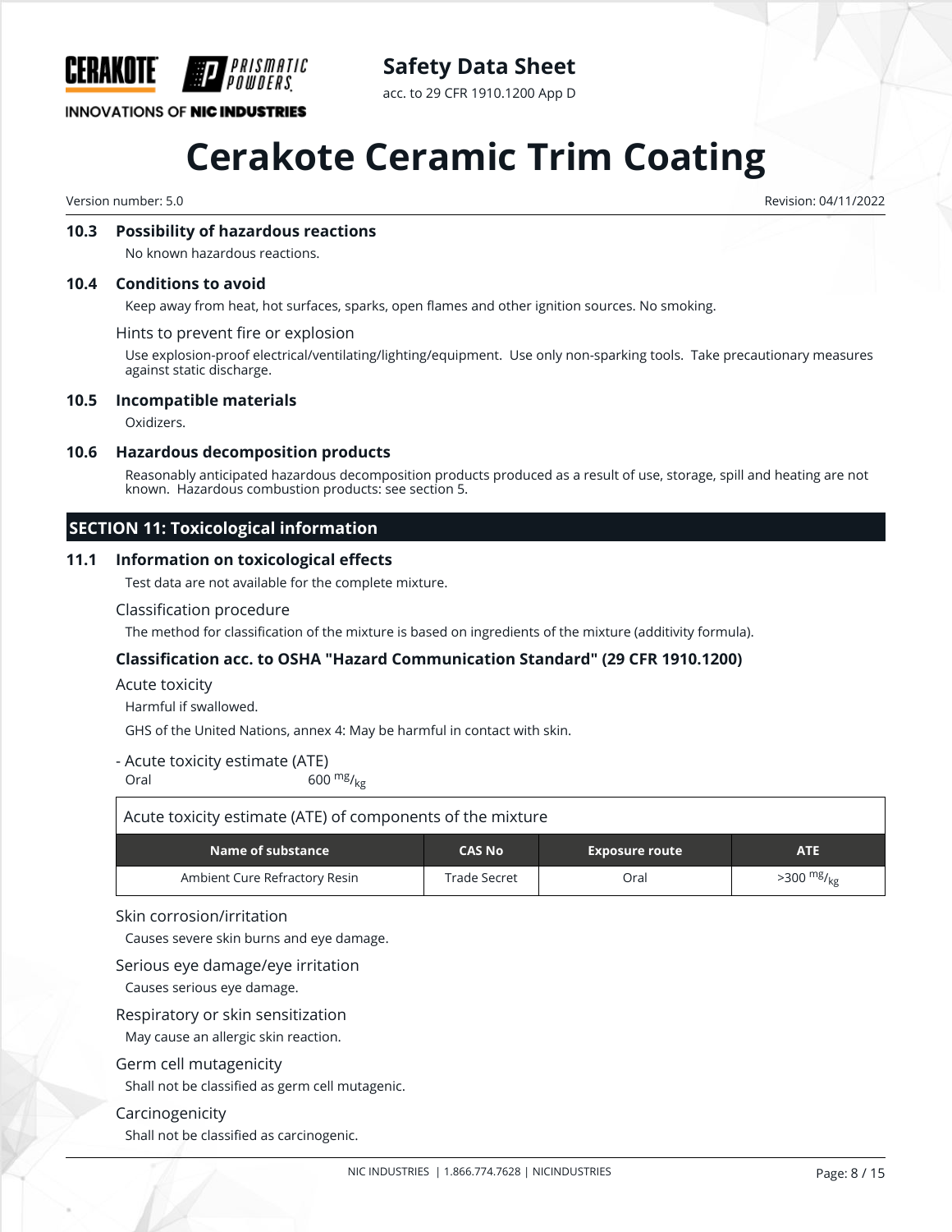### 10.3 Possibility of hazardous reactions

No known hazardous reactions.

### 10.4 Conditions to avoid

Keep away from heat, hot surfaces, sparks, open flames and other ignition sources. No smoking.

Hints to prevent fire or explosion

Use explosion-proof electrical/ventilating/lighting/equipment. Use only non-sparking tools. Take precautionary measures against static discharge.

### 10.5 Incompatible materials

Oxidizers.

### 10.6 Hazardous decomposition products

Reasonably anticipated hazardous decomposition products produced as a result of use, storage, spill and heating are not known. Hazardous combustion products: see section 5.

## SECTION 11: Toxicological information

### 11.1 Information on toxicological effects

Test data are not available for the complete mixture.

Classification procedure

The method for classification of the mixture is based on ingredients of the mixture (additivity formula).

**Classification acc. to OSHA "Hazard Communication Standard" (29 CFR 1910.1200)**

Acute toxicity

Harmful if swallowed.

GHS of the United Nations, annex 4: May be harmful in contact with skin.

- Acute toxicity estimate (ATE)

Oral 600 $^{mg}/_{kg}$

Acute toxicity estimate (ATE) of components of the mixture

| Name of substance | CAS No | Exposure route | ATE |
|---|---|---|---|
| Ambient Cure Refractory Resin | Trade Secret | Oral | >300 $^{mg}/_{kg}$ |

Skin corrosion/irritation

Causes severe skin burns and eye damage.

Serious eye damage/eye irritation

Causes serious eye damage.

Respiratory or skin sensitization

May cause an allergic skin reaction.

Germ cell mutagenicity

Shall not be classified as germ cell mutagenic.

Carcinogenicity

Shall not be classified as carcinogenic.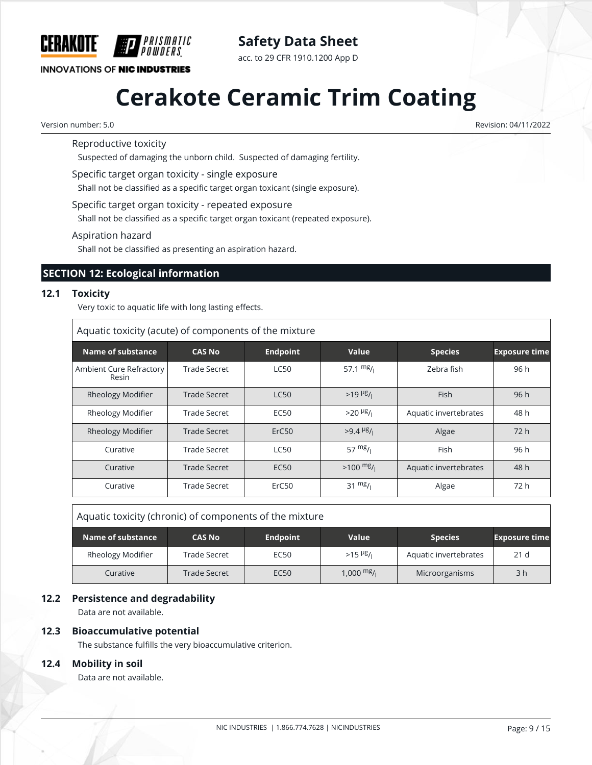Reproductive toxicity

Suspected of damaging the unborn child. Suspected of damaging fertility.

Specific target organ toxicity - single exposure

Shall not be classified as a specific target organ toxicant (single exposure).

Specific target organ toxicity - repeated exposure

Shall not be classified as a specific target organ toxicant (repeated exposure).

Aspiration hazard

Shall not be classified as presenting an aspiration hazard.

## SECTION 12: Ecological information

### 12.1 Toxicity

Very toxic to aquatic life with long lasting effects.

Aquatic toxicity (acute) of components of the mixture

| Name of substance | CAS No | Endpoint | Value | Species | Exposure time |
|---|---|---|---|---|---|
| Ambient Cure Refractory Resin | Trade Secret | LC50 | 57.1 mg/l | Zebra fish | 96 h |
| Rheology Modifier | Trade Secret | LC50 | >19 µg/l | Fish | 96 h |
| Rheology Modifier | Trade Secret | EC50 | >20 µg/l | Aquatic invertebrates | 48 h |
| Rheology Modifier | Trade Secret | ErC50 | >9.4 µg/l | Algae | 72 h |
| Curative | Trade Secret | LC50 | 57 mg/l | Fish | 96 h |
| Curative | Trade Secret | EC50 | >100 mg/l | Aquatic invertebrates | 48 h |
| Curative | Trade Secret | ErC50 | 31 mg/l | Algae | 72 h |

Aquatic toxicity (chronic) of components of the mixture

| Name of substance | CAS No | Endpoint | Value | Species | Exposure time |
|---|---|---|---|---|---|
| Rheology Modifier | Trade Secret | EC50 | >15 µg/l | Aquatic invertebrates | 21 d |
| Curative | Trade Secret | EC50 | 1,000 mg/l | Microorganisms | 3 h |

### 12.2 Persistence and degradability

Data are not available.

### 12.3 Bioaccumulative potential

The substance fulfills the very bioaccumulative criterion.

### 12.4 Mobility in soil

Data are not available.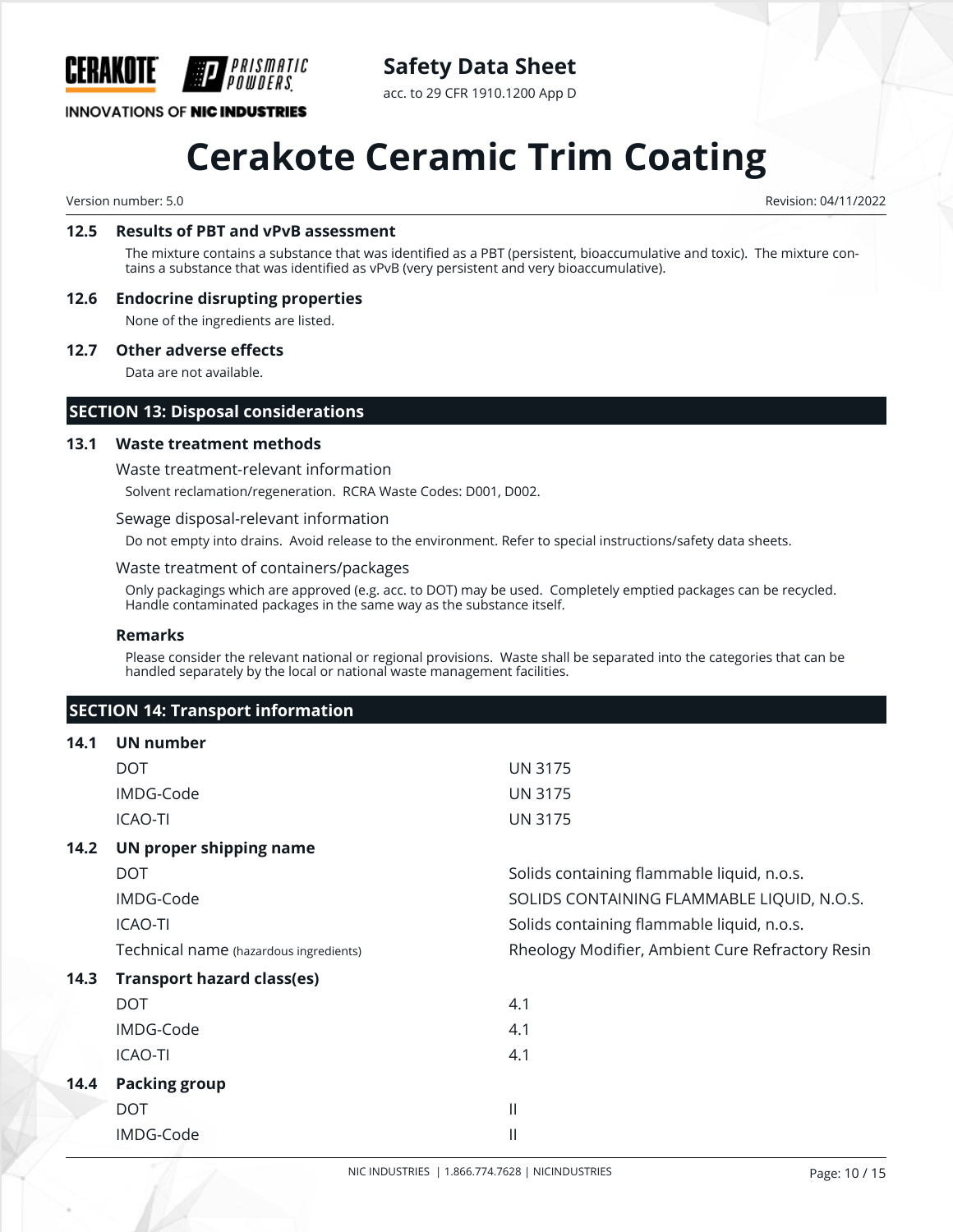### 12.5 Results of PBT and vPvB assessment

The mixture contains a substance that was identified as a PBT (persistent, bioaccumulative and toxic). The mixture contains a substance that was identified as vPvB (very persistent and very bioaccumulative).

### 12.6 Endocrine disrupting properties

None of the ingredients are listed.

### 12.7 Other adverse effects

Data are not available.

## SECTION 13: Disposal considerations

### 13.1 Waste treatment methods

Waste treatment-relevant information

Solvent reclamation/regeneration. RCRA Waste Codes: D001, D002.

Sewage disposal-relevant information

Do not empty into drains. Avoid release to the environment. Refer to special instructions/safety data sheets.

Waste treatment of containers/packages

Only packagings which are approved (e.g. acc. to DOT) may be used. Completely emptied packages can be recycled. Handle contaminated packages in the same way as the substance itself.

**Remarks**

Please consider the relevant national or regional provisions. Waste shall be separated into the categories that can be handled separately by the local or national waste management facilities.

## SECTION 14: Transport information

### 14.1 UN number

| | |
|---|---|
| DOT | UN 3175 |
| IMDG-Code | UN 3175 |
| ICAO-TI | UN 3175 |

### 14.2 UN proper shipping name

| | |
|---|---|
| DOT | Solids containing flammable liquid, n.o.s. |
| IMDG-Code | SOLIDS CONTAINING FLAMMABLE LIQUID, N.O.S. |
| ICAO-TI | Solids containing flammable liquid, n.o.s. |
| Technical name (hazardous ingredients) | Rheology Modifier, Ambient Cure Refractory Resin |

### 14.3 Transport hazard class(es)

| | |
|---|---|
| DOT | 4.1 |
| IMDG-Code | 4.1 |
| ICAO-TI | 4.1 |

### 14.4 Packing group

| | |
|---|---|
| DOT | II |
| IMDG-Code | II |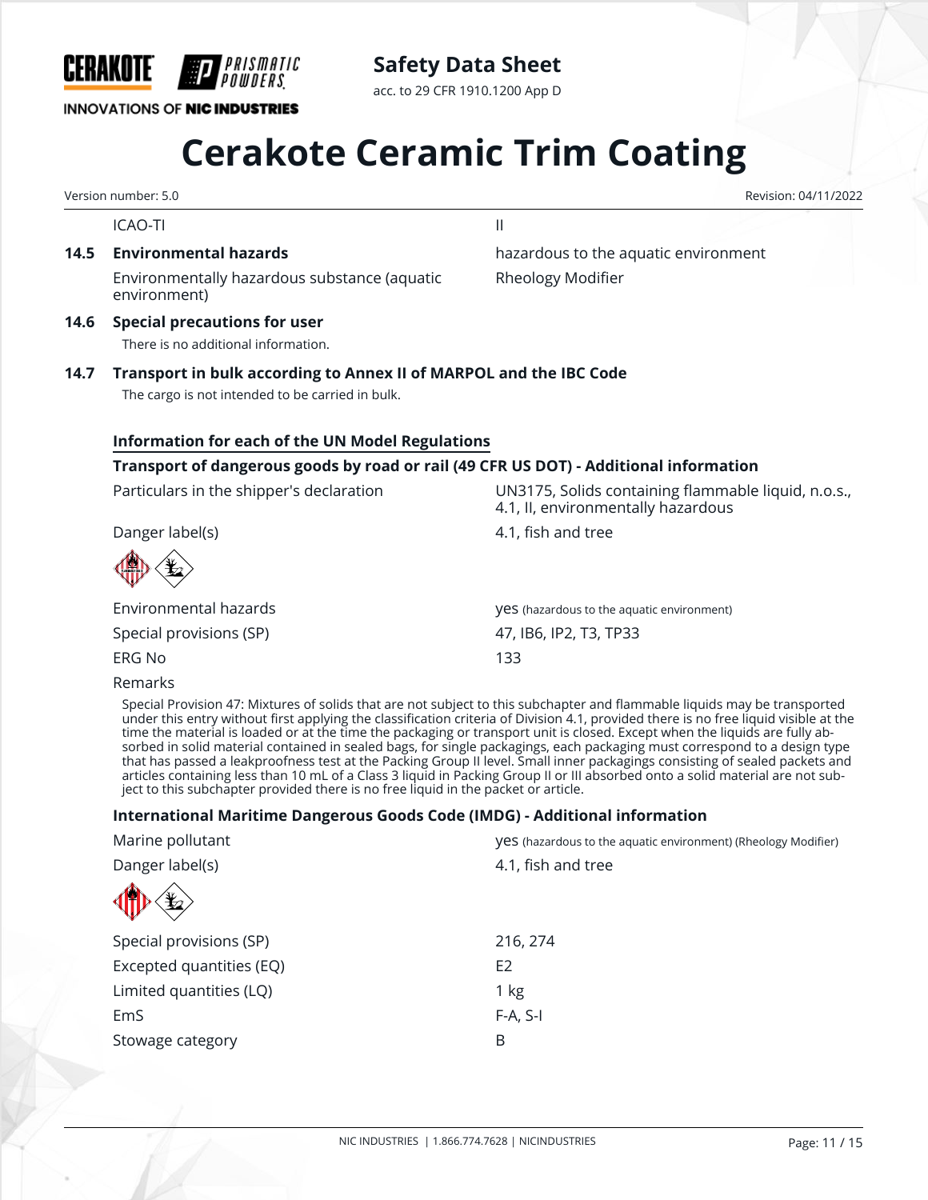| | |
|---|---|
| ICAO-TI | II |

**14.5 Environmental hazards**

| | |
|---|---|
| Environmentally hazardous substance (aquatic environment) | hazardous to the aquatic environment<br>Rheology Modifier |

**14.6 Special precautions for user**

There is no additional information.

**14.7 Transport in bulk according to Annex II of MARPOL and the IBC Code**

The cargo is not intended to be carried in bulk.

**Information for each of the UN Model Regulations**

**Transport of dangerous goods by road or rail (49 CFR US DOT) - Additional information**

| | |
|---|---|
| Particulars in the shipper's declaration | UN3175, Solids containing flammable liquid, n.o.s., 4.1, II, environmentally hazardous |
| Danger label(s) | 4.1, fish and tree |
| Environmental hazards | yes (hazardous to the aquatic environment) |
| Special provisions (SP) | 47, IB6, IP2, T3, TP33 |
| ERG No | 133 |

Remarks

Special Provision 47: Mixtures of solids that are not subject to this subchapter and flammable liquids may be transported under this entry without first applying the classification criteria of Division 4.1, provided there is no free liquid visible at the time the material is loaded or at the time the packaging or transport unit is closed. Except when the liquids are fully absorbed in solid material contained in sealed bags, for single packagings, each packaging must correspond to a design type that has passed a leakproofness test at the Packing Group II level. Small inner packagings consisting of sealed packets and articles containing less than 10 mL of a Class 3 liquid in Packing Group II or III absorbed onto a solid material are not subject to this subchapter provided there is no free liquid in the packet or article.

**International Maritime Dangerous Goods Code (IMDG) - Additional information**

| | |
|---|---|
| Marine pollutant | yes (hazardous to the aquatic environment) (Rheology Modifier) |
| Danger label(s) | 4.1, fish and tree |
| Special provisions (SP) | 216, 274 |
| Excepted quantities (EQ) | E2 |
| Limited quantities (LQ) | 1 kg |
| EmS | F-A, S-I |
| Stowage category | B |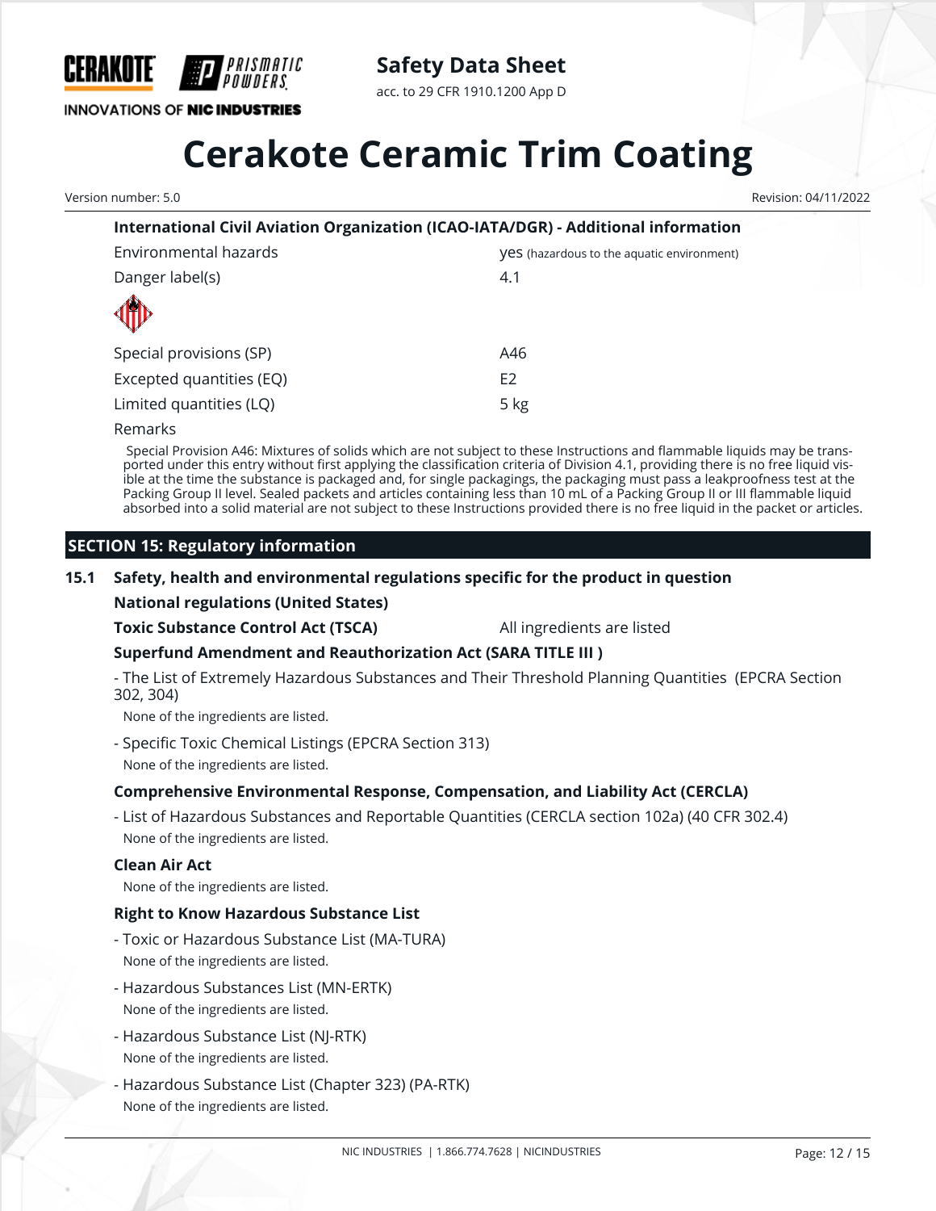#### International Civil Aviation Organization (ICAO-IATA/DGR) - Additional information

| | |
|---|---|
| Environmental hazards | yes (hazardous to the aquatic environment) |
| Danger label(s) | 4.1 |
| Special provisions (SP) | A46 |
| Excepted quantities (EQ) | E2 |
| Limited quantities (LQ) | 5 kg |

Remarks

Special Provision A46: Mixtures of solids which are not subject to these Instructions and flammable liquids may be transported under this entry without first applying the classification criteria of Division 4.1, providing there is no free liquid visible at the time the substance is packaged and, for single packagings, the packaging must pass a leakproofness test at the Packing Group II level. Sealed packets and articles containing less than 10 mL of a Packing Group II or III flammable liquid absorbed into a solid material are not subject to these Instructions provided there is no free liquid in the packet or articles.

## SECTION 15: Regulatory information

### 15.1 Safety, health and environmental regulations specific for the product in question

**National regulations (United States)**

**Toxic Substance Control Act (TSCA)** All ingredients are listed

**Superfund Amendment and Reauthorization Act (SARA TITLE III )**

- The List of Extremely Hazardous Substances and Their Threshold Planning Quantities (EPCRA Section 302, 304)
  None of the ingredients are listed.
- Specific Toxic Chemical Listings (EPCRA Section 313)
  None of the ingredients are listed.

**Comprehensive Environmental Response, Compensation, and Liability Act (CERCLA)**

- List of Hazardous Substances and Reportable Quantities (CERCLA section 102a) (40 CFR 302.4)
  None of the ingredients are listed.

**Clean Air Act**

None of the ingredients are listed.

**Right to Know Hazardous Substance List**

- Toxic or Hazardous Substance List (MA-TURA)
  None of the ingredients are listed.
- Hazardous Substances List (MN-ERTK)
  None of the ingredients are listed.
- Hazardous Substance List (NJ-RTK)
  None of the ingredients are listed.
- Hazardous Substance List (Chapter 323) (PA-RTK)
  None of the ingredients are listed.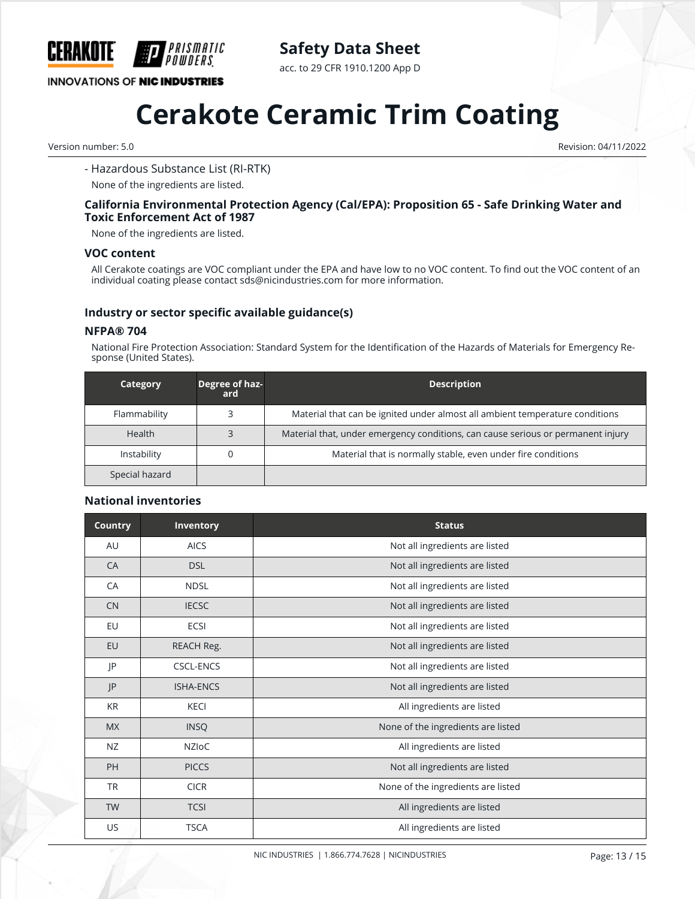- Hazardous Substance List (RI-RTK)

None of the ingredients are listed.

### California Environmental Protection Agency (Cal/EPA): Proposition 65 - Safe Drinking Water and Toxic Enforcement Act of 1987

None of the ingredients are listed.

### VOC content

All Cerakote coatings are VOC compliant under the EPA and have low to no VOC content. To find out the VOC content of an individual coating please contact sds@nicindustries.com for more information.

### Industry or sector specific available guidance(s)

### NFPA® 704

National Fire Protection Association: Standard System for the Identification of the Hazards of Materials for Emergency Response (United States).

| Category | Degree of hazard | Description |
|---|---|---|
| Flammability | 3 | Material that can be ignited under almost all ambient temperature conditions |
| Health | 3 | Material that, under emergency conditions, can cause serious or permanent injury |
| Instability | 0 | Material that is normally stable, even under fire conditions |
| Special hazard | | |

### National inventories

| Country | Inventory | Status |
|---|---|---|
| AU | AICS | Not all ingredients are listed |
| CA | DSL | Not all ingredients are listed |
| CA | NDSL | Not all ingredients are listed |
| CN | IECSC | Not all ingredients are listed |
| EU | ECSI | Not all ingredients are listed |
| EU | REACH Reg. | Not all ingredients are listed |
| JP | CSCL-ENCS | Not all ingredients are listed |
| JP | ISHA-ENCS | Not all ingredients are listed |
| KR | KECI | All ingredients are listed |
| MX | INSQ | None of the ingredients are listed |
| NZ | NZIoC | All ingredients are listed |
| PH | PICCS | Not all ingredients are listed |
| TR | CICR | None of the ingredients are listed |
| TW | TCSI | All ingredients are listed |
| US | TSCA | All ingredients are listed |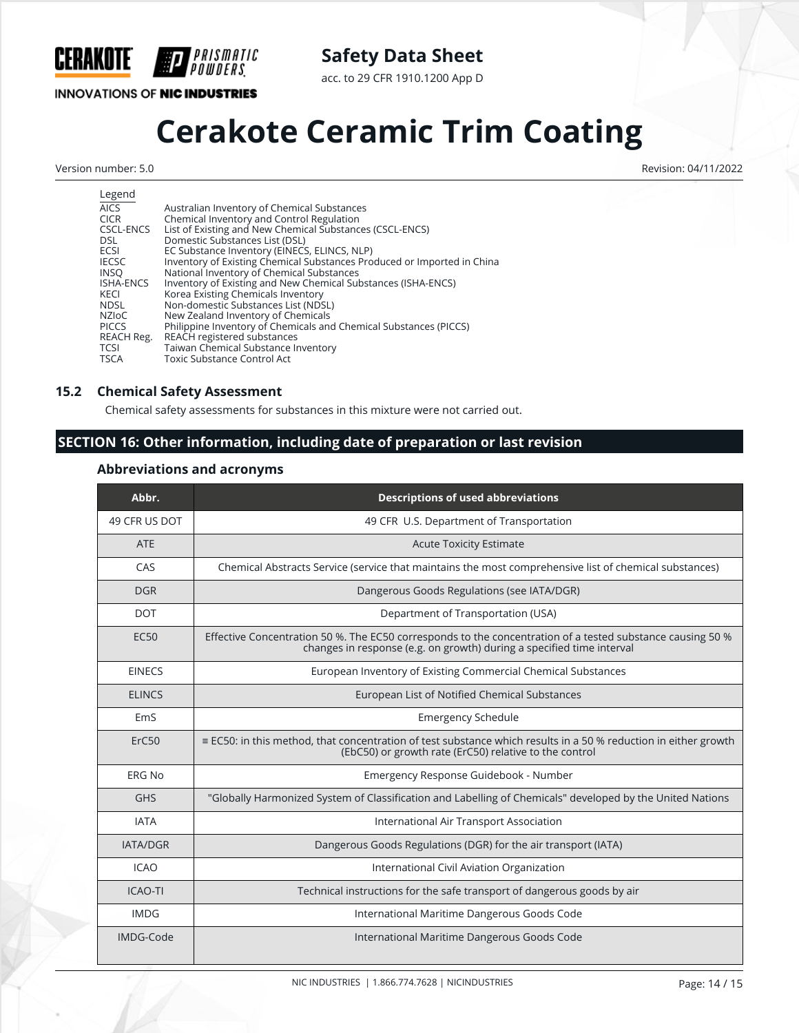Legend

| | |
|---|---|
| AICS | Australian Inventory of Chemical Substances |
| CICR | Chemical Inventory and Control Regulation |
| CSCL-ENCS | List of Existing and New Chemical Substances (CSCL-ENCS) |
| DSL | Domestic Substances List (DSL) |
| ECSI | EC Substance Inventory (EINECS, ELINCS, NLP) |
| IECSC | Inventory of Existing Chemical Substances Produced or Imported in China |
| INSQ | National Inventory of Chemical Substances |
| ISHA-ENCS | Inventory of Existing and New Chemical Substances (ISHA-ENCS) |
| KECI | Korea Existing Chemicals Inventory |
| NDSL | Non-domestic Substances List (NDSL) |
| NZIoC | New Zealand Inventory of Chemicals |
| PICCS | Philippine Inventory of Chemicals and Chemical Substances (PICCS) |
| REACH Reg. | REACH registered substances |
| TCSI | Taiwan Chemical Substance Inventory |
| TSCA | Toxic Substance Control Act |

## 15.2 Chemical Safety Assessment

Chemical safety assessments for substances in this mixture were not carried out.

## SECTION 16: Other information, including date of preparation or last revision

### Abbreviations and acronyms

| Abbr. | Descriptions of used abbreviations |
|---|---|
| 49 CFR US DOT | 49 CFR U.S. Department of Transportation |
| ATE | Acute Toxicity Estimate |
| CAS | Chemical Abstracts Service (service that maintains the most comprehensive list of chemical substances) |
| DGR | Dangerous Goods Regulations (see IATA/DGR) |
| DOT | Department of Transportation (USA) |
| EC50 | Effective Concentration 50 %. The EC50 corresponds to the concentration of a tested substance causing 50 % changes in response (e.g. on growth) during a specified time interval |
| EINECS | European Inventory of Existing Commercial Chemical Substances |
| ELINCS | European List of Notified Chemical Substances |
| EmS | Emergency Schedule |
| ErC50 | ≡ EC50: in this method, that concentration of test substance which results in a 50 % reduction in either growth (EbC50) or growth rate (ErC50) relative to the control |
| ERG No | Emergency Response Guidebook - Number |
| GHS | "Globally Harmonized System of Classification and Labelling of Chemicals" developed by the United Nations |
| IATA | International Air Transport Association |
| IATA/DGR | Dangerous Goods Regulations (DGR) for the air transport (IATA) |
| ICAO | International Civil Aviation Organization |
| ICAO-TI | Technical instructions for the safe transport of dangerous goods by air |
| IMDG | International Maritime Dangerous Goods Code |
| IMDG-Code | International Maritime Dangerous Goods Code |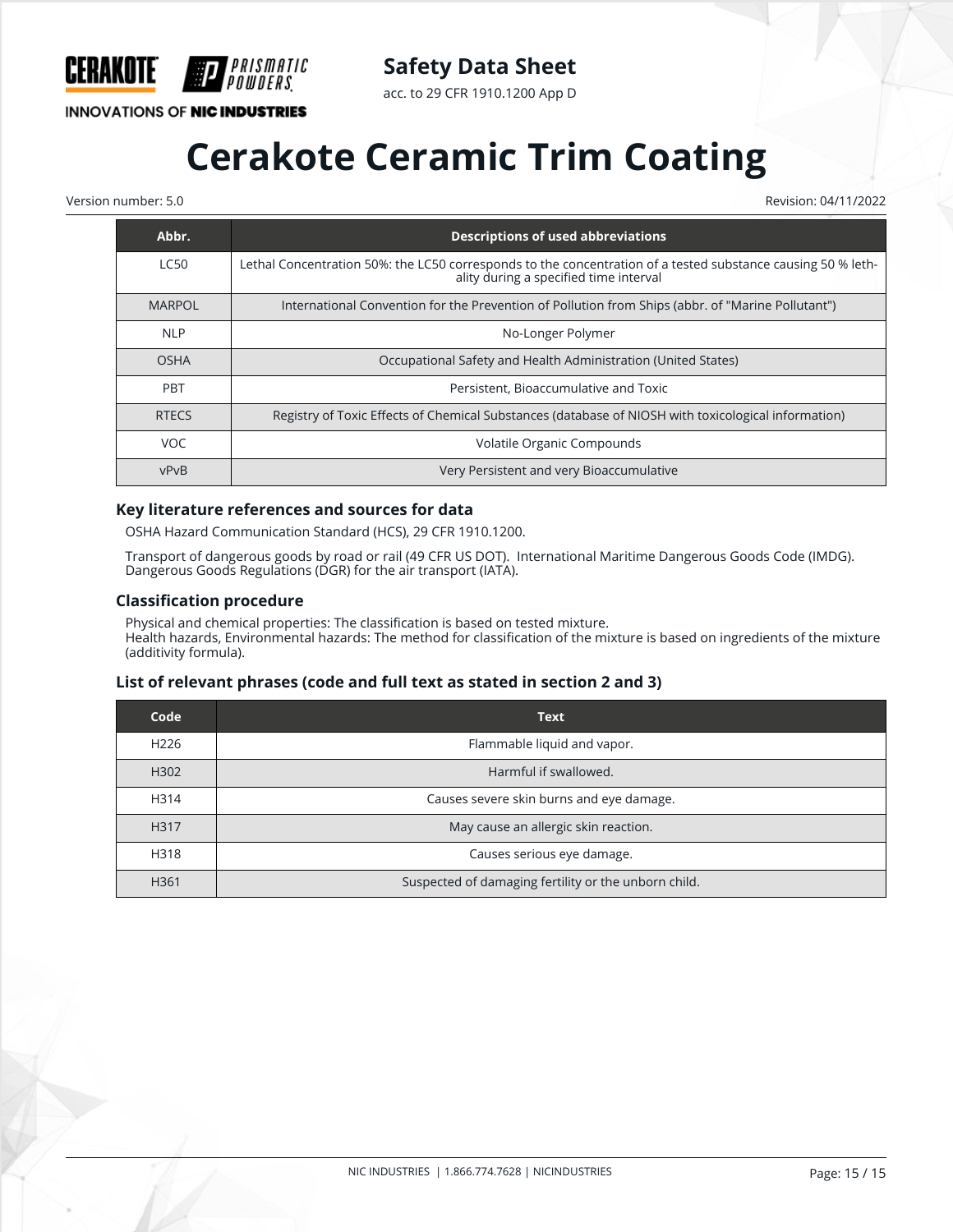| Abbr. | Descriptions of used abbreviations |
|---|---|
| LC50 | Lethal Concentration 50%: the LC50 corresponds to the concentration of a tested substance causing 50 % lethality during a specified time interval |
| MARPOL | International Convention for the Prevention of Pollution from Ships (abbr. of "Marine Pollutant") |
| NLP | No-Longer Polymer |
| OSHA | Occupational Safety and Health Administration (United States) |
| PBT | Persistent, Bioaccumulative and Toxic |
| RTECS | Registry of Toxic Effects of Chemical Substances (database of NIOSH with toxicological information) |
| VOC | Volatile Organic Compounds |
| vPvB | Very Persistent and very Bioaccumulative |

### Key literature references and sources for data

OSHA Hazard Communication Standard (HCS), 29 CFR 1910.1200.

Transport of dangerous goods by road or rail (49 CFR US DOT). International Maritime Dangerous Goods Code (IMDG). Dangerous Goods Regulations (DGR) for the air transport (IATA).

### Classification procedure

Physical and chemical properties: The classification is based on tested mixture.
Health hazards, Environmental hazards: The method for classification of the mixture is based on ingredients of the mixture (additivity formula).

### List of relevant phrases (code and full text as stated in section 2 and 3)

| Code | Text |
|---|---|
| H226 | Flammable liquid and vapor. |
| H302 | Harmful if swallowed. |
| H314 | Causes severe skin burns and eye damage. |
| H317 | May cause an allergic skin reaction. |
| H318 | Causes serious eye damage. |
| H361 | Suspected of damaging fertility or the unborn child. |